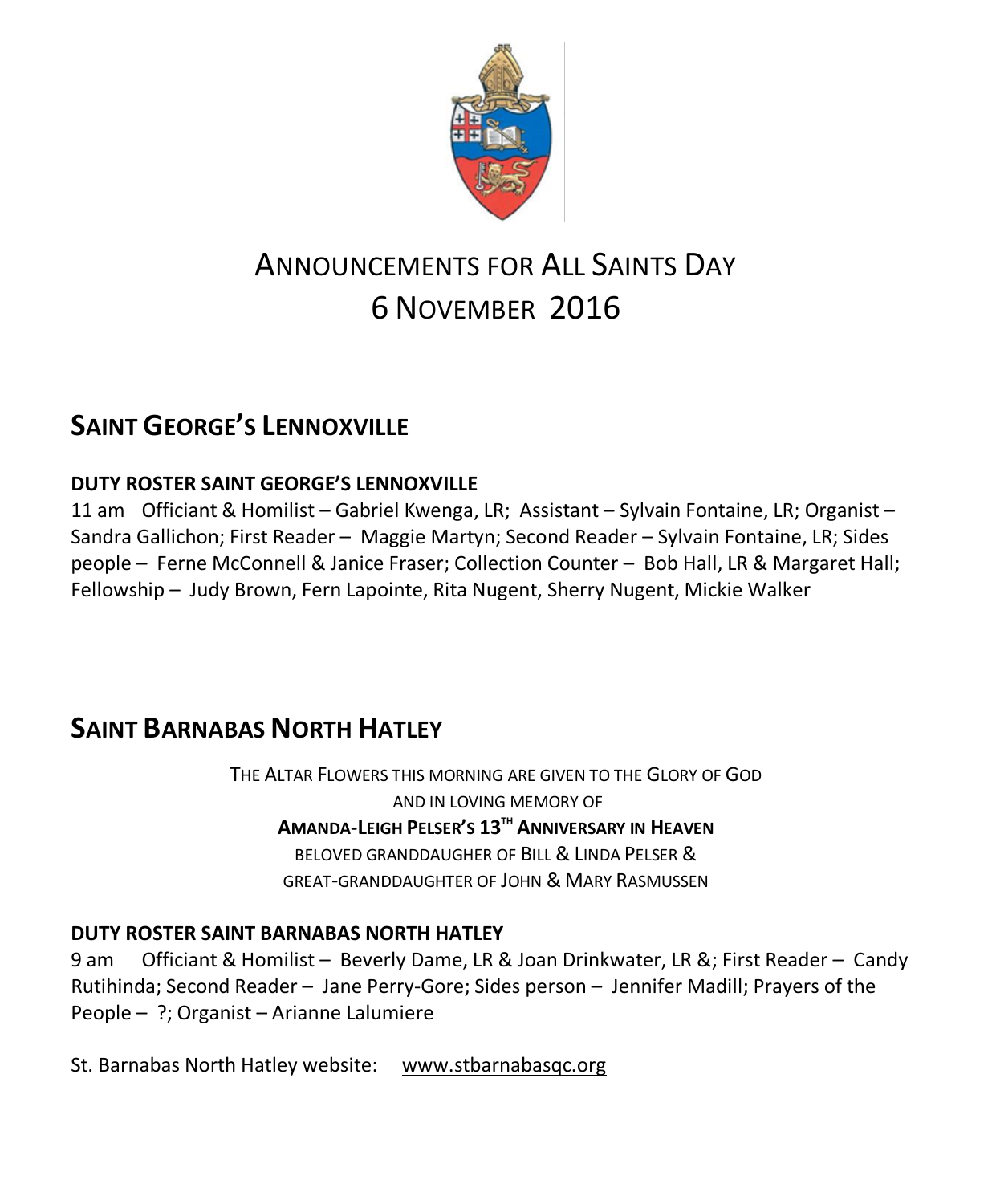# ANNOUNCEMENTS FOR ALL SAINTS DAY
# 6 NOVEMBER 2016

## SAINT GEORGE'S LENNOXVILLE

**DUTY ROSTER SAINT GEORGE'S LENNOXVILLE**

11 am Officiant & Homilist – Gabriel Kwenga, LR; Assistant – Sylvain Fontaine, LR; Organist – Sandra Gallichon; First Reader – Maggie Martyn; Second Reader – Sylvain Fontaine, LR; Sides people – Ferne McConnell & Janice Fraser; Collection Counter – Bob Hall, LR & Margaret Hall; Fellowship – Judy Brown, Fern Lapointe, Rita Nugent, Sherry Nugent, Mickie Walker

## SAINT BARNABAS NORTH HATLEY

THE ALTAR FLOWERS THIS MORNING ARE GIVEN TO THE GLORY OF GOD
AND IN LOVING MEMORY OF
**AMANDA-LEIGH PELSER'S 13TH ANNIVERSARY IN HEAVEN**
BELOVED GRANDDAUGHER OF BILL & LINDA PELSER &
GREAT-GRANDDAUGHTER OF JOHN & MARY RASMUSSEN

**DUTY ROSTER SAINT BARNABAS NORTH HATLEY**

9 am Officiant & Homilist – Beverly Dame, LR & Joan Drinkwater, LR &; First Reader – Candy Rutihinda; Second Reader – Jane Perry-Gore; Sides person – Jennifer Madill; Prayers of the People – ?; Organist – Arianne Lalumiere

St. Barnabas North Hatley website: www.stbarnabasqc.org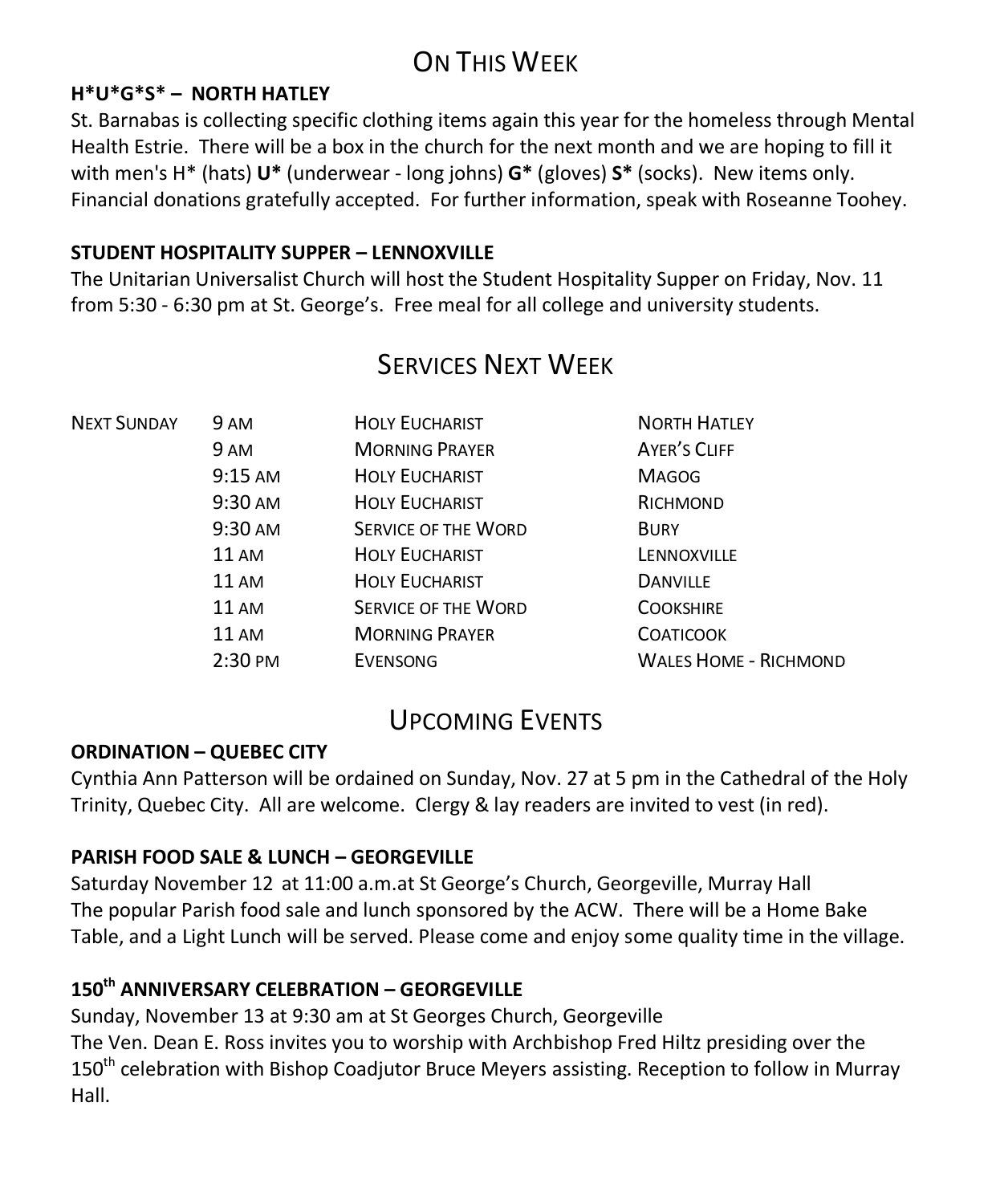## On This Week

**H*U*G*S* – NORTH HATLEY**

St. Barnabas is collecting specific clothing items again this year for the homeless through Mental Health Estrie. There will be a box in the church for the next month and we are hoping to fill it with men's H* (hats) **U*** (underwear - long johns) **G*** (gloves) **S*** (socks). New items only. Financial donations gratefully accepted. For further information, speak with Roseanne Toohey.

**STUDENT HOSPITALITY SUPPER – LENNOXVILLE**

The Unitarian Universalist Church will host the Student Hospitality Supper on Friday, Nov. 11 from 5:30 - 6:30 pm at St. George's. Free meal for all college and university students.

## Services Next Week

| | | | |
|---|---|---|---|
| Next Sunday | 9 AM | Holy Eucharist | North Hatley |
| | 9 AM | Morning Prayer | Ayer's Cliff |
| | 9:15 AM | Holy Eucharist | Magog |
| | 9:30 AM | Holy Eucharist | Richmond |
| | 9:30 AM | Service of the Word | Bury |
| | 11 AM | Holy Eucharist | Lennoxville |
| | 11 AM | Holy Eucharist | Danville |
| | 11 AM | Service of the Word | Cookshire |
| | 11 AM | Morning Prayer | Coaticook |
| | 2:30 PM | Evensong | Wales Home - Richmond |

## Upcoming Events

**ORDINATION – QUEBEC CITY**

Cynthia Ann Patterson will be ordained on Sunday, Nov. 27 at 5 pm in the Cathedral of the Holy Trinity, Quebec City. All are welcome. Clergy & lay readers are invited to vest (in red).

**PARISH FOOD SALE & LUNCH – GEORGEVILLE**

Saturday November 12 at 11:00 a.m.at St George's Church, Georgeville, Murray Hall
The popular Parish food sale and lunch sponsored by the ACW. There will be a Home Bake Table, and a Light Lunch will be served. Please come and enjoy some quality time in the village.

**150th ANNIVERSARY CELEBRATION – GEORGEVILLE**

Sunday, November 13 at 9:30 am at St Georges Church, Georgeville
The Ven. Dean E. Ross invites you to worship with Archbishop Fred Hiltz presiding over the 150th celebration with Bishop Coadjutor Bruce Meyers assisting. Reception to follow in Murray Hall.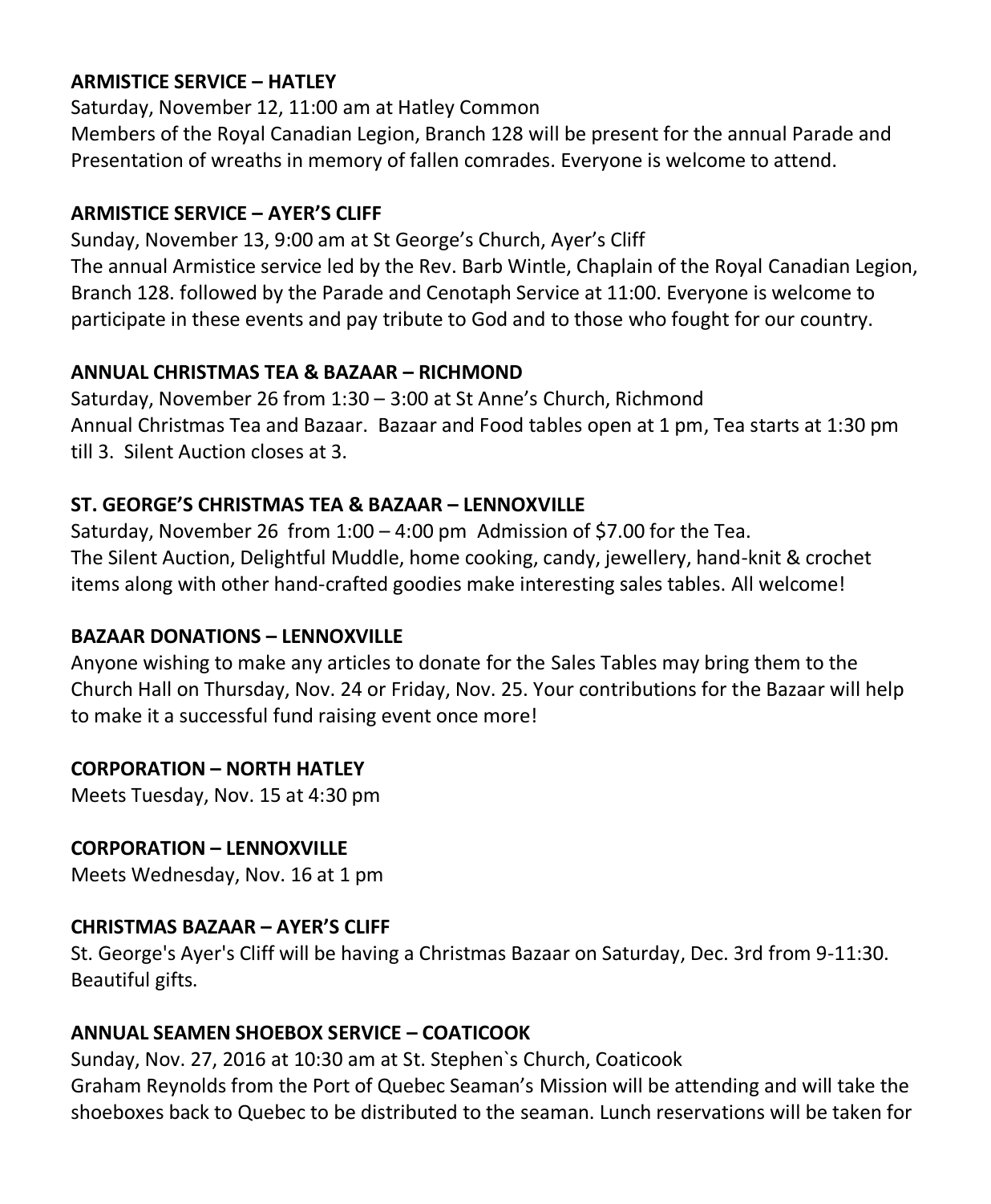**ARMISTICE SERVICE – HATLEY**

Saturday, November 12, 11:00 am at Hatley Common

Members of the Royal Canadian Legion, Branch 128 will be present for the annual Parade and Presentation of wreaths in memory of fallen comrades. Everyone is welcome to attend.

**ARMISTICE SERVICE – AYER'S CLIFF**

Sunday, November 13, 9:00 am at St George's Church, Ayer's Cliff

The annual Armistice service led by the Rev. Barb Wintle, Chaplain of the Royal Canadian Legion, Branch 128. followed by the Parade and Cenotaph Service at 11:00. Everyone is welcome to participate in these events and pay tribute to God and to those who fought for our country.

**ANNUAL CHRISTMAS TEA & BAZAAR – RICHMOND**

Saturday, November 26 from 1:30 – 3:00 at St Anne's Church, Richmond

Annual Christmas Tea and Bazaar. Bazaar and Food tables open at 1 pm, Tea starts at 1:30 pm till 3. Silent Auction closes at 3.

**ST. GEORGE'S CHRISTMAS TEA & BAZAAR – LENNOXVILLE**

Saturday, November 26 from 1:00 – 4:00 pm Admission of $7.00 for the Tea.

The Silent Auction, Delightful Muddle, home cooking, candy, jewellery, hand-knit & crochet items along with other hand-crafted goodies make interesting sales tables. All welcome!

**BAZAAR DONATIONS – LENNOXVILLE**

Anyone wishing to make any articles to donate for the Sales Tables may bring them to the Church Hall on Thursday, Nov. 24 or Friday, Nov. 25. Your contributions for the Bazaar will help to make it a successful fund raising event once more!

**CORPORATION – NORTH HATLEY**

Meets Tuesday, Nov. 15 at 4:30 pm

**CORPORATION – LENNOXVILLE**

Meets Wednesday, Nov. 16 at 1 pm

**CHRISTMAS BAZAAR – AYER'S CLIFF**

St. George's Ayer's Cliff will be having a Christmas Bazaar on Saturday, Dec. 3rd from 9-11:30. Beautiful gifts.

**ANNUAL SEAMEN SHOEBOX SERVICE – COATICOOK**

Sunday, Nov. 27, 2016 at 10:30 am at St. Stephen`s Church, Coaticook

Graham Reynolds from the Port of Quebec Seaman's Mission will be attending and will take the shoeboxes back to Quebec to be distributed to the seaman. Lunch reservations will be taken for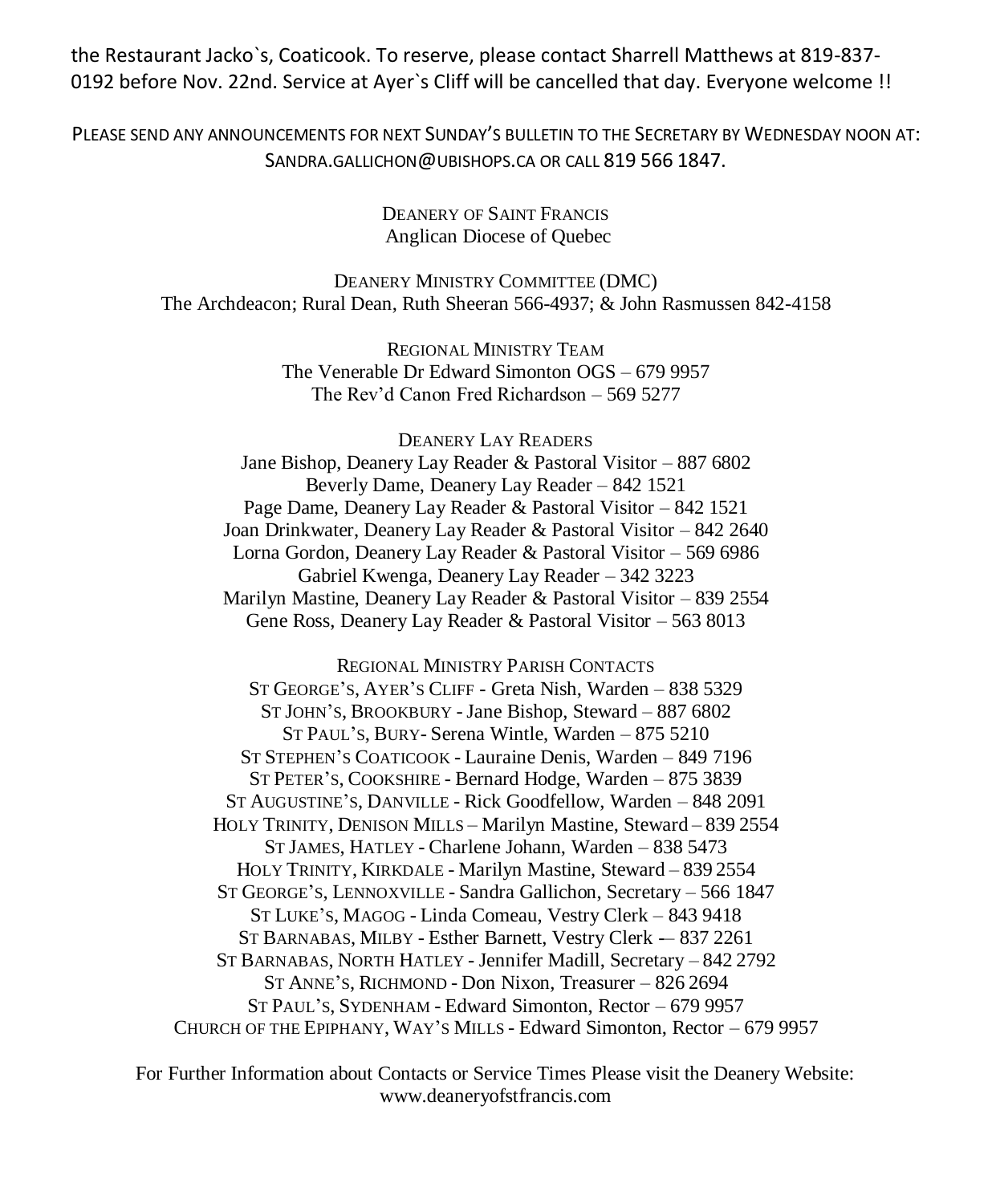the Restaurant Jacko`s, Coaticook. To reserve, please contact Sharrell Matthews at 819-837-0192 before Nov. 22nd. Service at Ayer`s Cliff will be cancelled that day. Everyone welcome !!

PLEASE SEND ANY ANNOUNCEMENTS FOR NEXT SUNDAY'S BULLETIN TO THE SECRETARY BY WEDNESDAY NOON AT: SANDRA.GALLICHON@UBISHOPS.CA OR CALL 819 566 1847.

DEANERY OF SAINT FRANCIS
Anglican Diocese of Quebec

DEANERY MINISTRY COMMITTEE (DMC)
The Archdeacon; Rural Dean, Ruth Sheeran 566-4937; & John Rasmussen 842-4158

REGIONAL MINISTRY TEAM
The Venerable Dr Edward Simonton OGS – 679 9957
The Rev'd Canon Fred Richardson – 569 5277

DEANERY LAY READERS
Jane Bishop, Deanery Lay Reader & Pastoral Visitor – 887 6802
Beverly Dame, Deanery Lay Reader – 842 1521
Page Dame, Deanery Lay Reader & Pastoral Visitor – 842 1521
Joan Drinkwater, Deanery Lay Reader & Pastoral Visitor – 842 2640
Lorna Gordon, Deanery Lay Reader & Pastoral Visitor – 569 6986
Gabriel Kwenga, Deanery Lay Reader – 342 3223
Marilyn Mastine, Deanery Lay Reader & Pastoral Visitor – 839 2554
Gene Ross, Deanery Lay Reader & Pastoral Visitor – 563 8013

REGIONAL MINISTRY PARISH CONTACTS
ST GEORGE'S, AYER'S CLIFF - Greta Nish, Warden – 838 5329
ST JOHN'S, BROOKBURY - Jane Bishop, Steward – 887 6802
ST PAUL'S, BURY- Serena Wintle, Warden – 875 5210
ST STEPHEN'S COATICOOK - Lauraine Denis, Warden – 849 7196
ST PETER'S, COOKSHIRE - Bernard Hodge, Warden – 875 3839
ST AUGUSTINE'S, DANVILLE - Rick Goodfellow, Warden – 848 2091
HOLY TRINITY, DENISON MILLS – Marilyn Mastine, Steward – 839 2554
ST JAMES, HATLEY - Charlene Johann, Warden – 838 5473
HOLY TRINITY, KIRKDALE - Marilyn Mastine, Steward – 839 2554
ST GEORGE'S, LENNOXVILLE - Sandra Gallichon, Secretary – 566 1847
ST LUKE'S, MAGOG - Linda Comeau, Vestry Clerk – 843 9418
ST BARNABAS, MILBY - Esther Barnett, Vestry Clerk -– 837 2261
ST BARNABAS, NORTH HATLEY - Jennifer Madill, Secretary – 842 2792
ST ANNE'S, RICHMOND - Don Nixon, Treasurer – 826 2694
ST PAUL'S, SYDENHAM - Edward Simonton, Rector – 679 9957
CHURCH OF THE EPIPHANY, WAY'S MILLS - Edward Simonton, Rector – 679 9957

For Further Information about Contacts or Service Times Please visit the Deanery Website:
www.deaneryofstfrancis.com